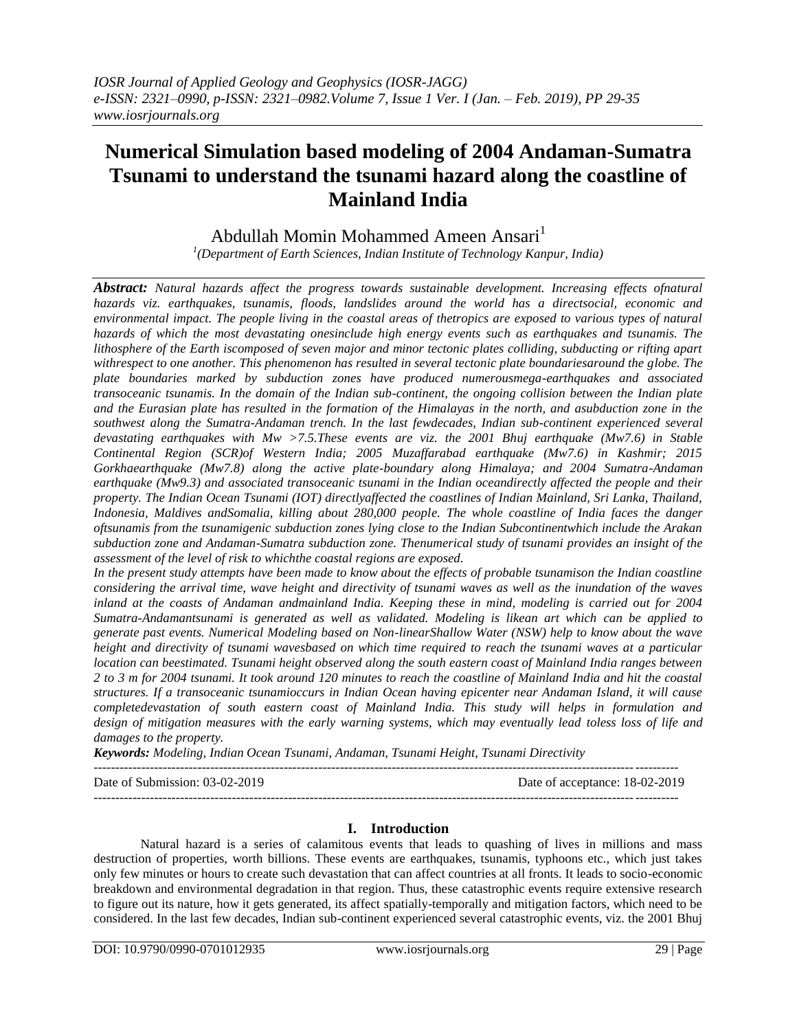# Numerical Simulation based modeling of 2004 Andaman-Sumatra Tsunami to understand the tsunami hazard along the coastline of Mainland India

Abdullah Momin Mohammed Ameen Ansari[1]

[1](Department of Earth Sciences, Indian Institute of Technology Kanpur, India)

***Abstract:*** *Natural hazards affect the progress towards sustainable development. Increasing effects ofnatural hazards viz. earthquakes, tsunamis, floods, landslides around the world has a directsocial, economic and environmental impact. The people living in the coastal areas of thetropics are exposed to various types of natural hazards of which the most devastating onesinclude high energy events such as earthquakes and tsunamis. The lithosphere of the Earth iscomposed of seven major and minor tectonic plates colliding, subducting or rifting apart withrespect to one another. This phenomenon has resulted in several tectonic plate boundariesaround the globe. The plate boundaries marked by subduction zones have produced numerousmega-earthquakes and associated transoceanic tsunamis. In the domain of the Indian sub-continent, the ongoing collision between the Indian plate and the Eurasian plate has resulted in the formation of the Himalayas in the north, and asubduction zone in the southwest along the Sumatra-Andaman trench. In the last fewdecades, Indian sub-continent experienced several devastating earthquakes with Mw >7.5.These events are viz. the 2001 Bhuj earthquake (Mw7.6) in Stable Continental Region (SCR)of Western India; 2005 Muzaffarabad earthquake (Mw7.6) in Kashmir; 2015 Gorkhaearthquake (Mw7.8) along the active plate-boundary along Himalaya; and 2004 Sumatra-Andaman earthquake (Mw9.3) and associated transoceanic tsunami in the Indian oceandirectly affected the people and their property. The Indian Ocean Tsunami (IOT) directlyaffected the coastlines of Indian Mainland, Sri Lanka, Thailand, Indonesia, Maldives andSomalia, killing about 280,000 people. The whole coastline of India faces the danger oftsunamis from the tsunamigenic subduction zones lying close to the Indian Subcontinentwhich include the Arakan subduction zone and Andaman-Sumatra subduction zone. Thenumerical study of tsunami provides an insight of the assessment of the level of risk to whichthe coastal regions are exposed.*

*In the present study attempts have been made to know about the effects of probable tsunamison the Indian coastline considering the arrival time, wave height and directivity of tsunami waves as well as the inundation of the waves inland at the coasts of Andaman andmainland India. Keeping these in mind, modeling is carried out for 2004 Sumatra-Andamantsunami is generated as well as validated. Modeling is likean art which can be applied to generate past events. Numerical Modeling based on Non-linearShallow Water (NSW) help to know about the wave height and directivity of tsunami wavesbased on which time required to reach the tsunami waves at a particular location can beestimated. Tsunami height observed along the south eastern coast of Mainland India ranges between 2 to 3 m for 2004 tsunami. It took around 120 minutes to reach the coastline of Mainland India and hit the coastal structures. If a transoceanic tsunamioccurs in Indian Ocean having epicenter near Andaman Island, it will cause completedevastation of south eastern coast of Mainland India. This study will helps in formulation and design of mitigation measures with the early warning systems, which may eventually lead toless loss of life and damages to the property.*

***Keywords:*** *Modeling, Indian Ocean Tsunami, Andaman, Tsunami Height, Tsunami Directivity*

---

Date of Submission: 03-02-2019 Date of acceptance: 18-02-2019

---

## I. Introduction

Natural hazard is a series of calamitous events that leads to quashing of lives in millions and mass destruction of properties, worth billions. These events are earthquakes, tsunamis, typhoons etc., which just takes only few minutes or hours to create such devastation that can affect countries at all fronts. It leads to socio-economic breakdown and environmental degradation in that region. Thus, these catastrophic events require extensive research to figure out its nature, how it gets generated, its affect spatially-temporally and mitigation factors, which need to be considered. In the last few decades, Indian sub-continent experienced several catastrophic events, viz. the 2001 Bhuj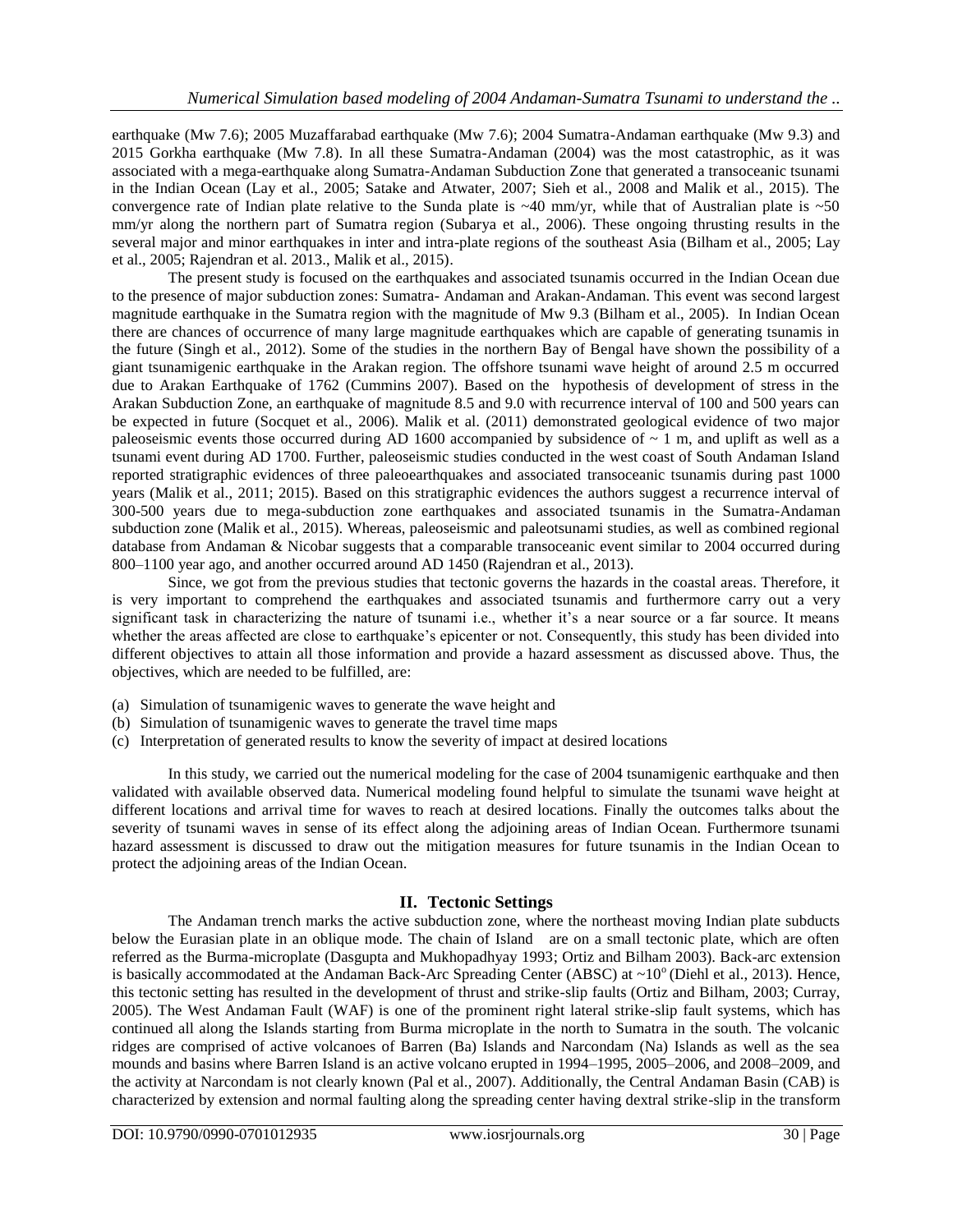earthquake (Mw 7.6); 2005 Muzaffarabad earthquake (Mw 7.6); 2004 Sumatra-Andaman earthquake (Mw 9.3) and 2015 Gorkha earthquake (Mw 7.8). In all these Sumatra-Andaman (2004) was the most catastrophic, as it was associated with a mega-earthquake along Sumatra-Andaman Subduction Zone that generated a transoceanic tsunami in the Indian Ocean (Lay et al., 2005; Satake and Atwater, 2007; Sieh et al., 2008 and Malik et al., 2015). The convergence rate of Indian plate relative to the Sunda plate is ~40 mm/yr, while that of Australian plate is ~50 mm/yr along the northern part of Sumatra region (Subarya et al., 2006). These ongoing thrusting results in the several major and minor earthquakes in inter and intra-plate regions of the southeast Asia (Bilham et al., 2005; Lay et al., 2005; Rajendran et al. 2013., Malik et al., 2015).

The present study is focused on the earthquakes and associated tsunamis occurred in the Indian Ocean due to the presence of major subduction zones: Sumatra- Andaman and Arakan-Andaman. This event was second largest magnitude earthquake in the Sumatra region with the magnitude of Mw 9.3 (Bilham et al., 2005). In Indian Ocean there are chances of occurrence of many large magnitude earthquakes which are capable of generating tsunamis in the future (Singh et al., 2012). Some of the studies in the northern Bay of Bengal have shown the possibility of a giant tsunamigenic earthquake in the Arakan region. The offshore tsunami wave height of around 2.5 m occurred due to Arakan Earthquake of 1762 (Cummins 2007). Based on the hypothesis of development of stress in the Arakan Subduction Zone, an earthquake of magnitude 8.5 and 9.0 with recurrence interval of 100 and 500 years can be expected in future (Socquet et al., 2006). Malik et al. (2011) demonstrated geological evidence of two major paleoseismic events those occurred during AD 1600 accompanied by subsidence of ~ 1 m, and uplift as well as a tsunami event during AD 1700. Further, paleoseismic studies conducted in the west coast of South Andaman Island reported stratigraphic evidences of three paleoearthquakes and associated transoceanic tsunamis during past 1000 years (Malik et al., 2011; 2015). Based on this stratigraphic evidences the authors suggest a recurrence interval of 300-500 years due to mega-subduction zone earthquakes and associated tsunamis in the Sumatra-Andaman subduction zone (Malik et al., 2015). Whereas, paleoseismic and paleotsunami studies, as well as combined regional database from Andaman & Nicobar suggests that a comparable transoceanic event similar to 2004 occurred during 800–1100 year ago, and another occurred around AD 1450 (Rajendran et al., 2013).

Since, we got from the previous studies that tectonic governs the hazards in the coastal areas. Therefore, it is very important to comprehend the earthquakes and associated tsunamis and furthermore carry out a very significant task in characterizing the nature of tsunami i.e., whether it's a near source or a far source. It means whether the areas affected are close to earthquake's epicenter or not. Consequently, this study has been divided into different objectives to attain all those information and provide a hazard assessment as discussed above. Thus, the objectives, which are needed to be fulfilled, are:

(a) Simulation of tsunamigenic waves to generate the wave height and
(b) Simulation of tsunamigenic waves to generate the travel time maps
(c) Interpretation of generated results to know the severity of impact at desired locations

In this study, we carried out the numerical modeling for the case of 2004 tsunamigenic earthquake and then validated with available observed data. Numerical modeling found helpful to simulate the tsunami wave height at different locations and arrival time for waves to reach at desired locations. Finally the outcomes talks about the severity of tsunami waves in sense of its effect along the adjoining areas of Indian Ocean. Furthermore tsunami hazard assessment is discussed to draw out the mitigation measures for future tsunamis in the Indian Ocean to protect the adjoining areas of the Indian Ocean.

## II. Tectonic Settings

The Andaman trench marks the active subduction zone, where the northeast moving Indian plate subducts below the Eurasian plate in an oblique mode. The chain of Island are on a small tectonic plate, which are often referred as the Burma-microplate (Dasgupta and Mukhopadhyay 1993; Ortiz and Bilham 2003). Back-arc extension is basically accommodated at the Andaman Back-Arc Spreading Center (ABSC) at ~10° (Diehl et al., 2013). Hence, this tectonic setting has resulted in the development of thrust and strike-slip faults (Ortiz and Bilham, 2003; Curray, 2005). The West Andaman Fault (WAF) is one of the prominent right lateral strike-slip fault systems, which has continued all along the Islands starting from Burma microplate in the north to Sumatra in the south. The volcanic ridges are comprised of active volcanoes of Barren (Ba) Islands and Narcondam (Na) Islands as well as the sea mounds and basins where Barren Island is an active volcano erupted in 1994–1995, 2005–2006, and 2008–2009, and the activity at Narcondam is not clearly known (Pal et al., 2007). Additionally, the Central Andaman Basin (CAB) is characterized by extension and normal faulting along the spreading center having dextral strike-slip in the transform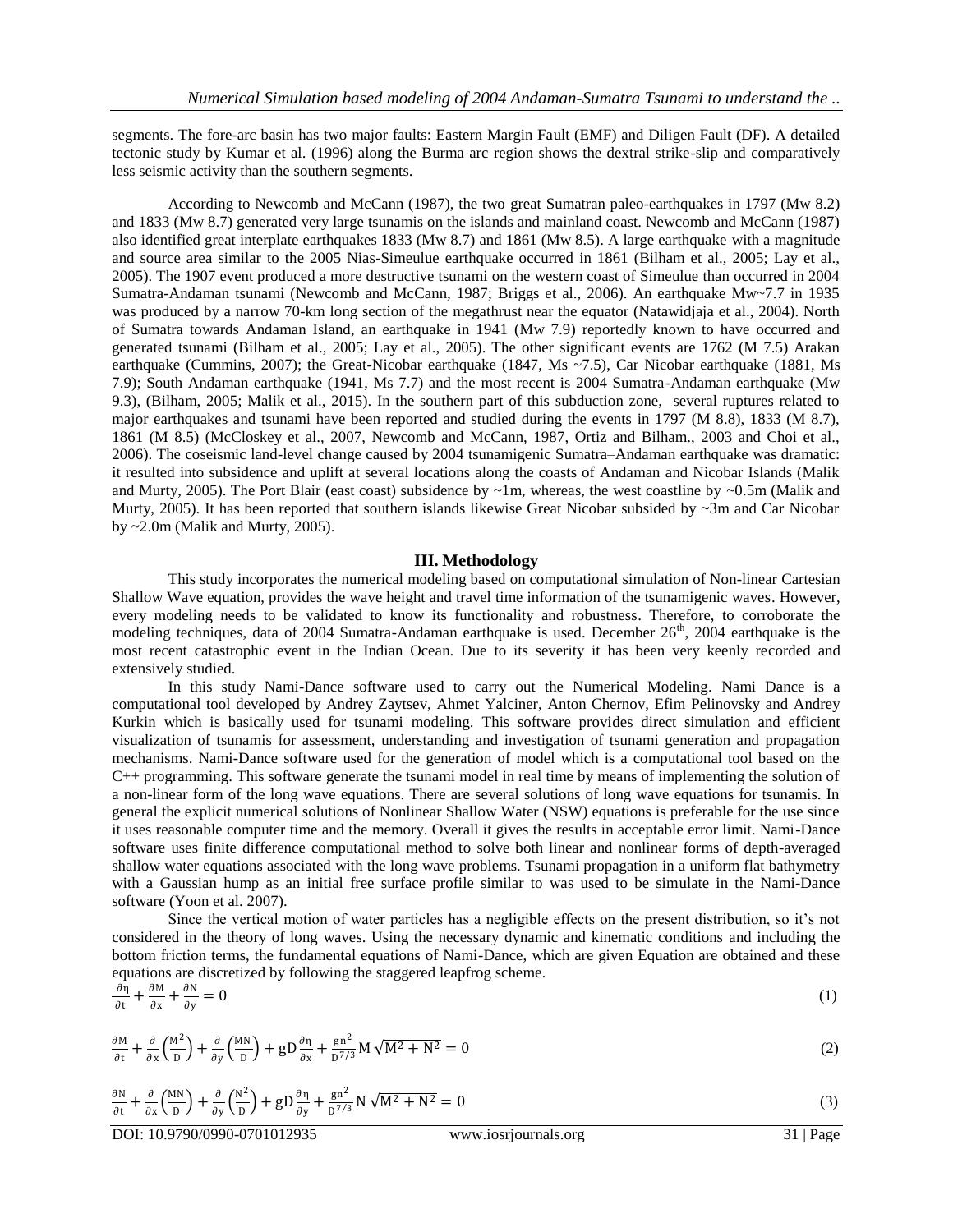segments. The fore-arc basin has two major faults: Eastern Margin Fault (EMF) and Diligen Fault (DF). A detailed tectonic study by Kumar et al. (1996) along the Burma arc region shows the dextral strike-slip and comparatively less seismic activity than the southern segments.

According to Newcomb and McCann (1987), the two great Sumatran paleo-earthquakes in 1797 (Mw 8.2) and 1833 (Mw 8.7) generated very large tsunamis on the islands and mainland coast. Newcomb and McCann (1987) also identified great interplate earthquakes 1833 (Mw 8.7) and 1861 (Mw 8.5). A large earthquake with a magnitude and source area similar to the 2005 Nias-Simeulue earthquake occurred in 1861 (Bilham et al., 2005; Lay et al., 2005). The 1907 event produced a more destructive tsunami on the western coast of Simeulue than occurred in 2004 Sumatra-Andaman tsunami (Newcomb and McCann, 1987; Briggs et al., 2006). An earthquake Mw~7.7 in 1935 was produced by a narrow 70-km long section of the megathrust near the equator (Natawidjaja et al., 2004). North of Sumatra towards Andaman Island, an earthquake in 1941 (Mw 7.9) reportedly known to have occurred and generated tsunami (Bilham et al., 2005; Lay et al., 2005). The other significant events are 1762 (M 7.5) Arakan earthquake (Cummins, 2007); the Great-Nicobar earthquake (1847, Ms ~7.5), Car Nicobar earthquake (1881, Ms 7.9); South Andaman earthquake (1941, Ms 7.7) and the most recent is 2004 Sumatra-Andaman earthquake (Mw 9.3), (Bilham, 2005; Malik et al., 2015). In the southern part of this subduction zone, several ruptures related to major earthquakes and tsunami have been reported and studied during the events in 1797 (M 8.8), 1833 (M 8.7), 1861 (M 8.5) (McCloskey et al., 2007, Newcomb and McCann, 1987, Ortiz and Bilham., 2003 and Choi et al., 2006). The coseismic land-level change caused by 2004 tsunamigenic Sumatra–Andaman earthquake was dramatic: it resulted into subsidence and uplift at several locations along the coasts of Andaman and Nicobar Islands (Malik and Murty, 2005). The Port Blair (east coast) subsidence by ~1m, whereas, the west coastline by ~0.5m (Malik and Murty, 2005). It has been reported that southern islands likewise Great Nicobar subsided by ~3m and Car Nicobar by ~2.0m (Malik and Murty, 2005).

## III. Methodology

This study incorporates the numerical modeling based on computational simulation of Non-linear Cartesian Shallow Wave equation, provides the wave height and travel time information of the tsunamigenic waves. However, every modeling needs to be validated to know its functionality and robustness. Therefore, to corroborate the modeling techniques, data of 2004 Sumatra-Andaman earthquake is used. December 26th, 2004 earthquake is the most recent catastrophic event in the Indian Ocean. Due to its severity it has been very keenly recorded and extensively studied.

In this study Nami-Dance software used to carry out the Numerical Modeling. Nami Dance is a computational tool developed by Andrey Zaytsev, Ahmet Yalciner, Anton Chernov, Efim Pelinovsky and Andrey Kurkin which is basically used for tsunami modeling. This software provides direct simulation and efficient visualization of tsunamis for assessment, understanding and investigation of tsunami generation and propagation mechanisms. Nami-Dance software used for the generation of model which is a computational tool based on the C++ programming. This software generate the tsunami model in real time by means of implementing the solution of a non-linear form of the long wave equations. There are several solutions of long wave equations for tsunamis. In general the explicit numerical solutions of Nonlinear Shallow Water (NSW) equations is preferable for the use since it uses reasonable computer time and the memory. Overall it gives the results in acceptable error limit. Nami-Dance software uses finite difference computational method to solve both linear and nonlinear forms of depth-averaged shallow water equations associated with the long wave problems. Tsunami propagation in a uniform flat bathymetry with a Gaussian hump as an initial free surface profile similar to was used to be simulate in the Nami-Dance software (Yoon et al. 2007).

Since the vertical motion of water particles has a negligible effects on the present distribution, so it's not considered in the theory of long waves. Using the necessary dynamic and kinematic conditions and including the bottom friction terms, the fundamental equations of Nami-Dance, which are given Equation are obtained and these equations are discretized by following the staggered leapfrog scheme.

$$\frac{\partial \eta}{\partial t} + \frac{\partial M}{\partial x} + \frac{\partial N}{\partial y} = 0 \tag{1}$$

$$\frac{\partial M}{\partial t} + \frac{\partial}{\partial x}\left(\frac{M^2}{D}\right) + \frac{\partial}{\partial y}\left(\frac{MN}{D}\right) + gD\frac{\partial \eta}{\partial x} + \frac{gn^2}{D^{7/3}} M\sqrt{M^2 + N^2} = 0 \tag{2}$$

$$\frac{\partial N}{\partial t} + \frac{\partial}{\partial x}\left(\frac{MN}{D}\right) + \frac{\partial}{\partial y}\left(\frac{N^2}{D}\right) + gD\frac{\partial \eta}{\partial y} + \frac{gn^2}{D^{7/3}} N\sqrt{M^2 + N^2} = 0 \tag{3}$$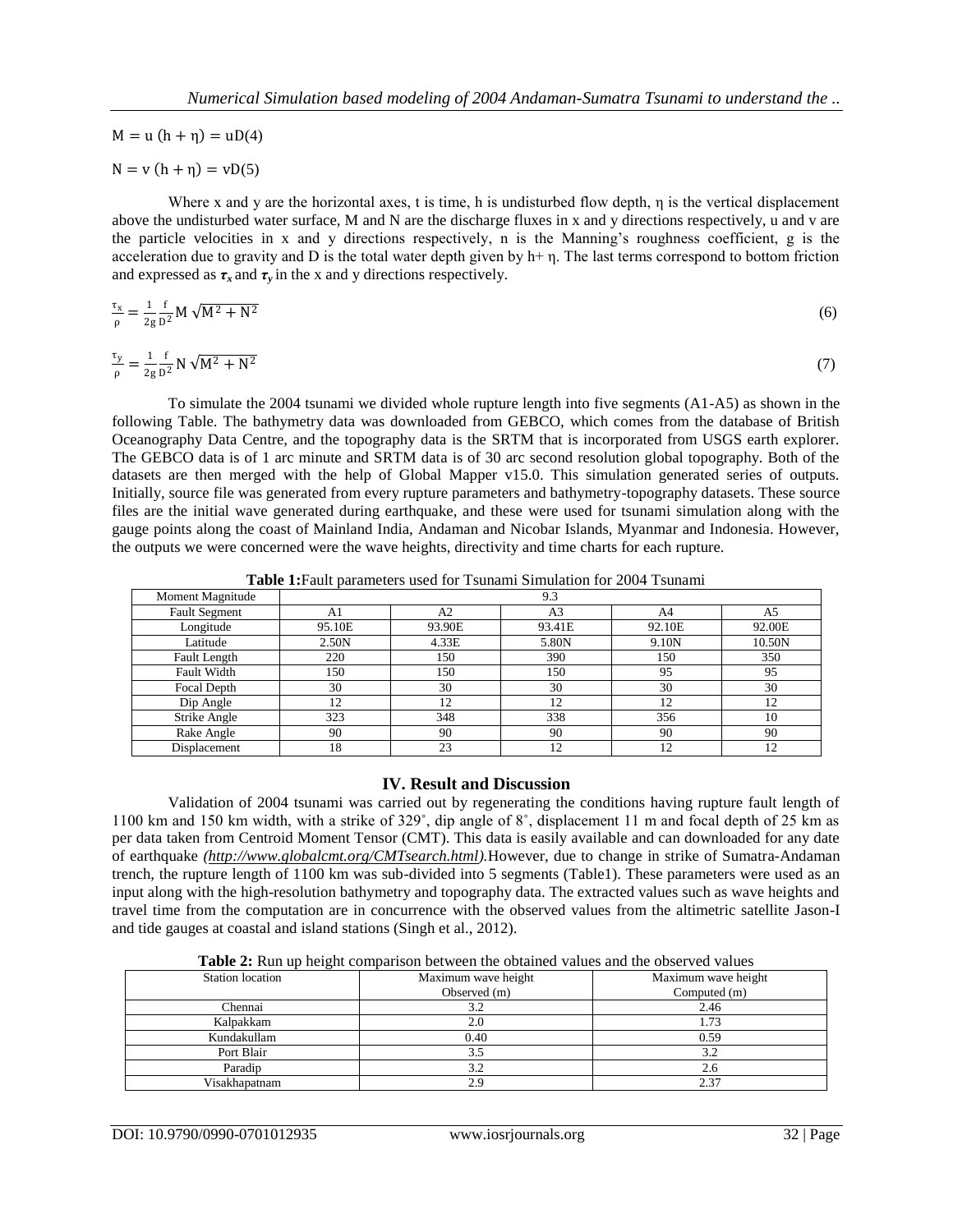$M = u(h + \eta) = uD(4)$

$N = v(h + \eta) = vD(5)$

Where x and y are the horizontal axes, t is time, h is undisturbed flow depth, η is the vertical displacement above the undisturbed water surface, M and N are the discharge fluxes in x and y directions respectively, u and v are the particle velocities in x and y directions respectively, n is the Manning's roughness coefficient, g is the acceleration due to gravity and D is the total water depth given by h+ η. The last terms correspond to bottom friction and expressed as $\boldsymbol{\tau_x}$ and $\boldsymbol{\tau_y}$ in the x and y directions respectively.

$$\frac{\tau_x}{\rho} = \frac{1}{2g}\frac{f}{D^2} M\sqrt{M^2 + N^2} \tag{6}$$

$$\frac{\tau_y}{\rho} = \frac{1}{2g}\frac{f}{D^2} N\sqrt{M^2 + N^2} \tag{7}$$

To simulate the 2004 tsunami we divided whole rupture length into five segments (A1-A5) as shown in the following Table. The bathymetry data was downloaded from GEBCO, which comes from the database of British Oceanography Data Centre, and the topography data is the SRTM that is incorporated from USGS earth explorer. The GEBCO data is of 1 arc minute and SRTM data is of 30 arc second resolution global topography. Both of the datasets are then merged with the help of Global Mapper v15.0. This simulation generated series of outputs. Initially, source file was generated from every rupture parameters and bathymetry-topography datasets. These source files are the initial wave generated during earthquake, and these were used for tsunami simulation along with the gauge points along the coast of Mainland India, Andaman and Nicobar Islands, Myanmar and Indonesia. However, the outputs we were concerned were the wave heights, directivity and time charts for each rupture.

**Table 1:**Fault parameters used for Tsunami Simulation for 2004 Tsunami

| Moment Magnitude | 9.3 | | | | |
|---|---|---|---|---|---|
| Fault Segment | A1 | A2 | A3 | A4 | A5 |
| Longitude | 95.10E | 93.90E | 93.41E | 92.10E | 92.00E |
| Latitude | 2.50N | 4.33E | 5.80N | 9.10N | 10.50N |
| Fault Length | 220 | 150 | 390 | 150 | 350 |
| Fault Width | 150 | 150 | 150 | 95 | 95 |
| Focal Depth | 30 | 30 | 30 | 30 | 30 |
| Dip Angle | 12 | 12 | 12 | 12 | 12 |
| Strike Angle | 323 | 348 | 338 | 356 | 10 |
| Rake Angle | 90 | 90 | 90 | 90 | 90 |
| Displacement | 18 | 23 | 12 | 12 | 12 |

## IV. Result and Discussion

Validation of 2004 tsunami was carried out by regenerating the conditions having rupture fault length of 1100 km and 150 km width, with a strike of 329˚, dip angle of 8˚, displacement 11 m and focal depth of 25 km as per data taken from Centroid Moment Tensor (CMT). This data is easily available and can downloaded for any date of earthquake *(http://www.globalcmt.org/CMTsearch.html).*However, due to change in strike of Sumatra-Andaman trench, the rupture length of 1100 km was sub-divided into 5 segments (Table1). These parameters were used as an input along with the high-resolution bathymetry and topography data. The extracted values such as wave heights and travel time from the computation are in concurrence with the observed values from the altimetric satellite Jason-I and tide gauges at coastal and island stations (Singh et al., 2012).

**Table 2:** Run up height comparison between the obtained values and the observed values

| Station location | Maximum wave height Observed (m) | Maximum wave height Computed (m) |
|---|---|---|
| Chennai | 3.2 | 2.46 |
| Kalpakkam | 2.0 | 1.73 |
| Kundakullam | 0.40 | 0.59 |
| Port Blair | 3.5 | 3.2 |
| Paradip | 3.2 | 2.6 |
| Visakhapatnam | 2.9 | 2.37 |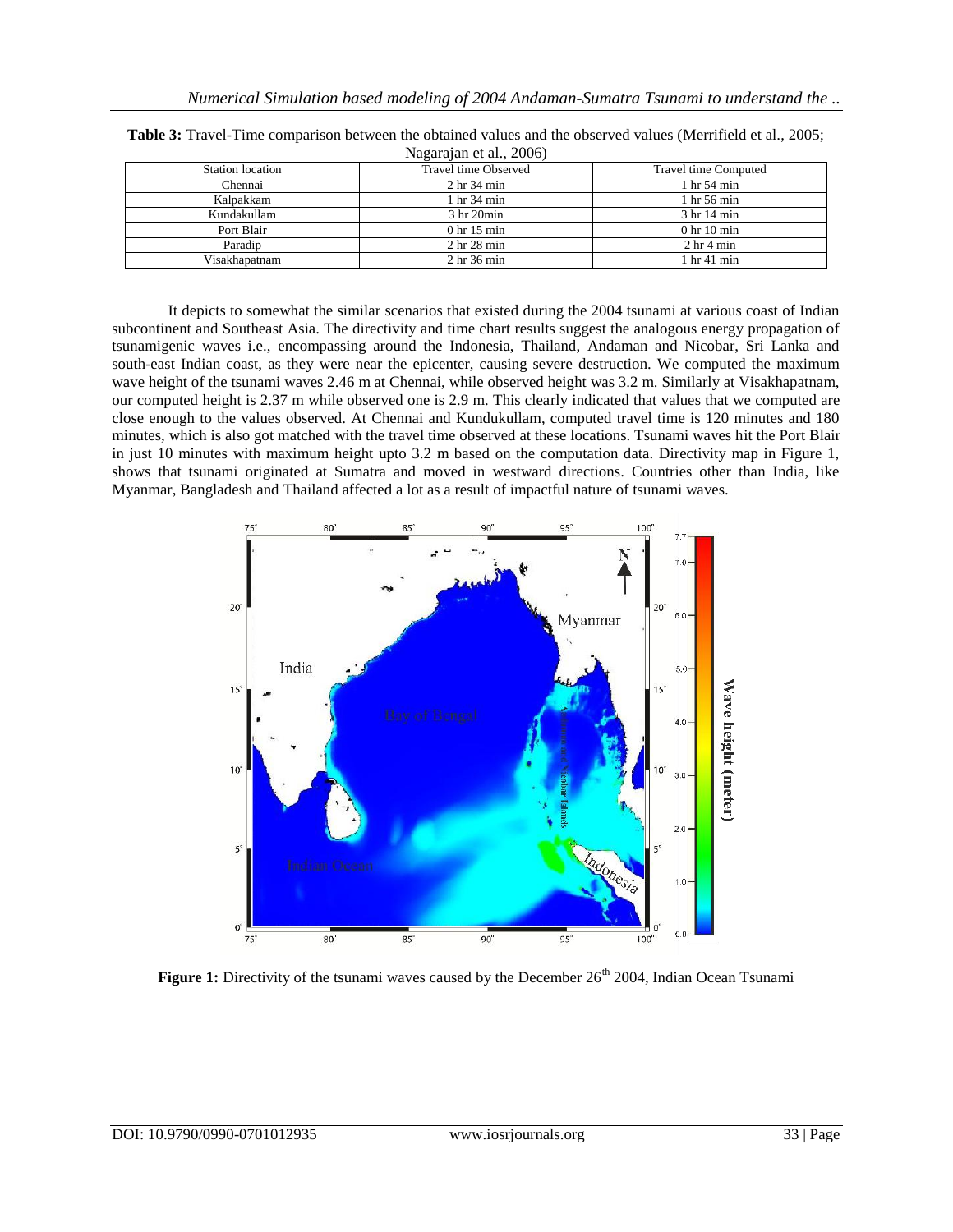**Table 3:** Travel-Time comparison between the obtained values and the observed values (Merrifield et al., 2005; Nagarajan et al., 2006)

| Station location | Travel time Observed | Travel time Computed |
|---|---|---|
| Chennai | 2 hr 34 min | 1 hr 54 min |
| Kalpakkam | 1 hr 34 min | 1 hr 56 min |
| Kundakullam | 3 hr 20min | 3 hr 14 min |
| Port Blair | 0 hr 15 min | 0 hr 10 min |
| Paradip | 2 hr 28 min | 2 hr 4 min |
| Visakhapatnam | 2 hr 36 min | 1 hr 41 min |

It depicts to somewhat the similar scenarios that existed during the 2004 tsunami at various coast of Indian subcontinent and Southeast Asia. The directivity and time chart results suggest the analogous energy propagation of tsunamigenic waves i.e., encompassing around the Indonesia, Thailand, Andaman and Nicobar, Sri Lanka and south-east Indian coast, as they were near the epicenter, causing severe destruction. We computed the maximum wave height of the tsunami waves 2.46 m at Chennai, while observed height was 3.2 m. Similarly at Visakhapatnam, our computed height is 2.37 m while observed one is 2.9 m. This clearly indicated that values that we computed are close enough to the values observed. At Chennai and Kundukullam, computed travel time is 120 minutes and 180 minutes, which is also got matched with the travel time observed at these locations. Tsunami waves hit the Port Blair in just 10 minutes with maximum height upto 3.2 m based on the computation data. Directivity map in Figure 1, shows that tsunami originated at Sumatra and moved in westward directions. Countries other than India, like Myanmar, Bangladesh and Thailand affected a lot as a result of impactful nature of tsunami waves.

**Figure 1:** Directivity of the tsunami waves caused by the December 26th 2004, Indian Ocean Tsunami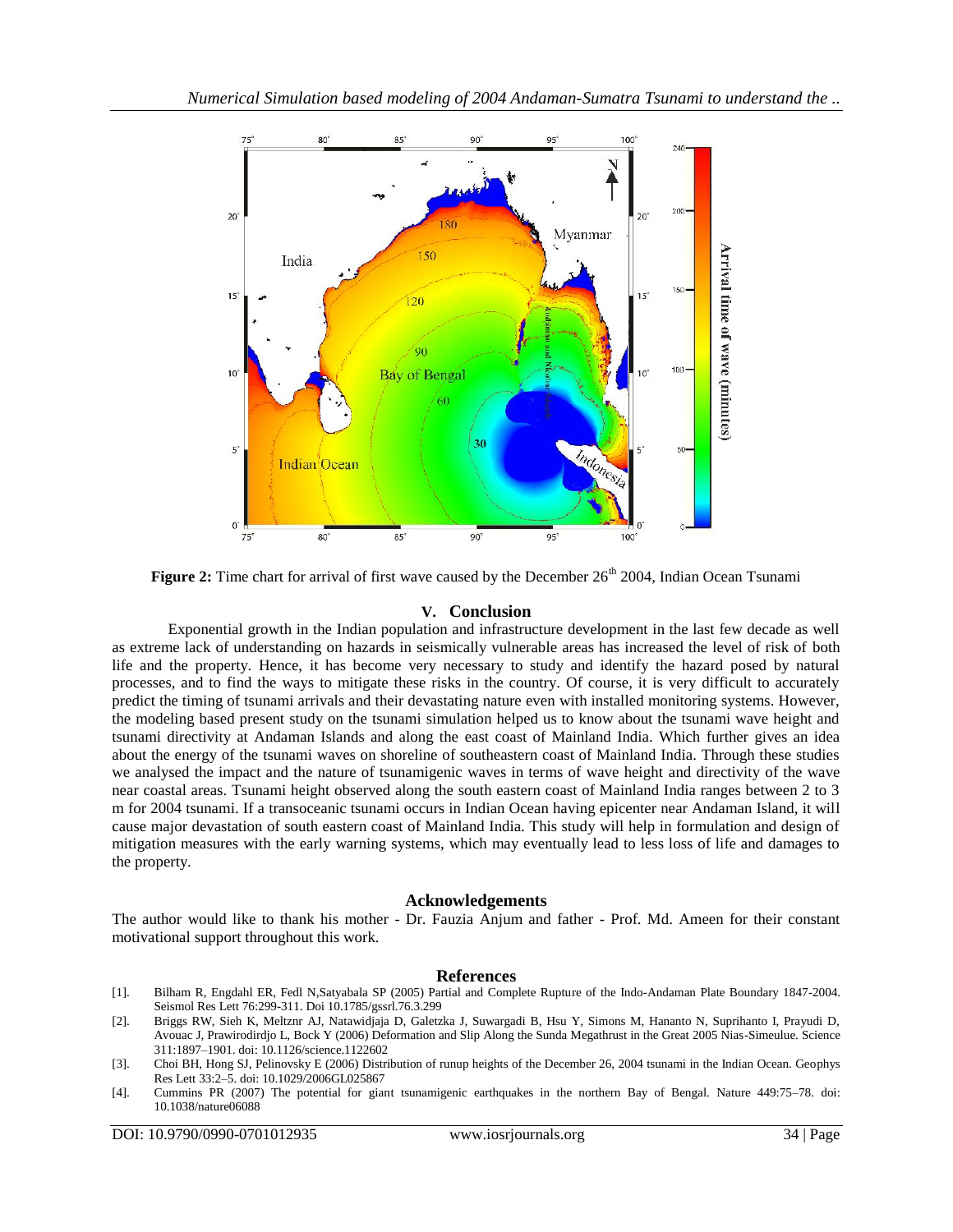**Figure 2:** Time chart for arrival of first wave caused by the December 26th 2004, Indian Ocean Tsunami

## V. Conclusion

Exponential growth in the Indian population and infrastructure development in the last few decade as well as extreme lack of understanding on hazards in seismically vulnerable areas has increased the level of risk of both life and the property. Hence, it has become very necessary to study and identify the hazard posed by natural processes, and to find the ways to mitigate these risks in the country. Of course, it is very difficult to accurately predict the timing of tsunami arrivals and their devastating nature even with installed monitoring systems. However, the modeling based present study on the tsunami simulation helped us to know about the tsunami wave height and tsunami directivity at Andaman Islands and along the east coast of Mainland India. Which further gives an idea about the energy of the tsunami waves on shoreline of southeastern coast of Mainland India. Through these studies we analysed the impact and the nature of tsunamigenic waves in terms of wave height and directivity of the wave near coastal areas. Tsunami height observed along the south eastern coast of Mainland India ranges between 2 to 3 m for 2004 tsunami. If a transoceanic tsunami occurs in Indian Ocean having epicenter near Andaman Island, it will cause major devastation of south eastern coast of Mainland India. This study will help in formulation and design of mitigation measures with the early warning systems, which may eventually lead to less loss of life and damages to the property.

## Acknowledgements

The author would like to thank his mother - Dr. Fauzia Anjum and father - Prof. Md. Ameen for their constant motivational support throughout this work.

## References

[1]. Bilham R, Engdahl ER, Fedl N,Satyabala SP (2005) Partial and Complete Rupture of the Indo-Andaman Plate Boundary 1847-2004. Seismol Res Lett 76:299-311. Doi 10.1785/gssrl.76.3.299

[2]. Briggs RW, Sieh K, Meltznr AJ, Natawidjaja D, Galetzka J, Suwargadi B, Hsu Y, Simons M, Hananto N, Suprihanto I, Prayudi D, Avouac J, Prawirodirdjo L, Bock Y (2006) Deformation and Slip Along the Sunda Megathrust in the Great 2005 Nias-Simeulue. Science 311:1897–1901. doi: 10.1126/science.1122602

[3]. Choi BH, Hong SJ, Pelinovsky E (2006) Distribution of runup heights of the December 26, 2004 tsunami in the Indian Ocean. Geophys Res Lett 33:2–5. doi: 10.1029/2006GL025867

[4]. Cummins PR (2007) The potential for giant tsunamigenic earthquakes in the northern Bay of Bengal. Nature 449:75–78. doi: 10.1038/nature06088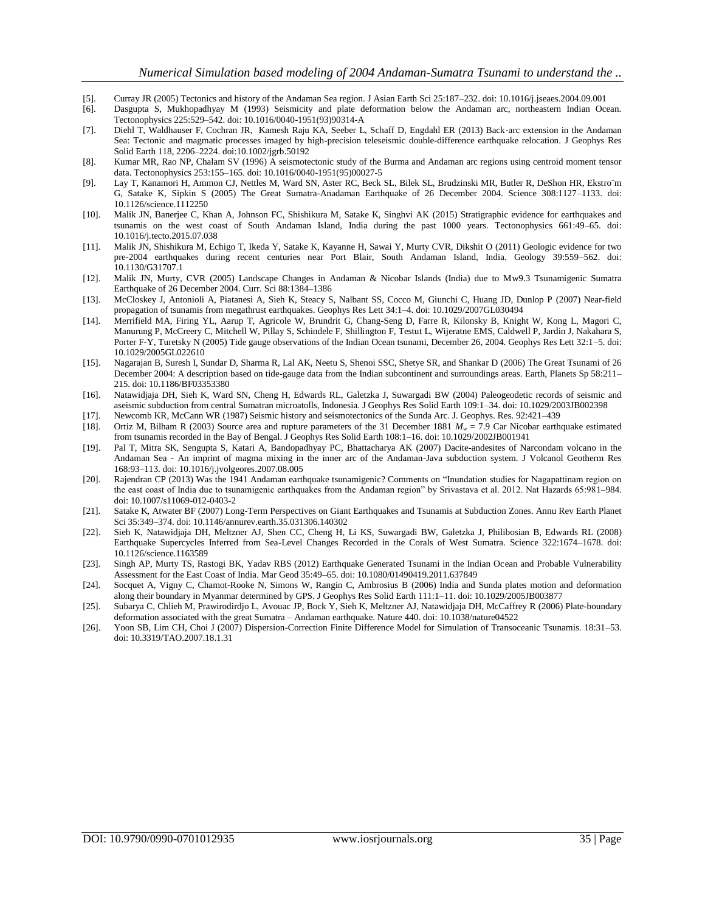[5]. Curray JR (2005) Tectonics and history of the Andaman Sea region. J Asian Earth Sci 25:187–232. doi: 10.1016/j.jseaes.2004.09.001

[6]. Dasgupta S, Mukhopadhyay M (1993) Seismicity and plate deformation below the Andaman arc, northeastern Indian Ocean. Tectonophysics 225:529–542. doi: 10.1016/0040-1951(93)90314-A

[7]. Diehl T, Waldhauser F, Cochran JR, Kamesh Raju KA, Seeber L, Schaff D, Engdahl ER (2013) Back-arc extension in the Andaman Sea: Tectonic and magmatic processes imaged by high-precision teleseismic double-difference earthquake relocation. J Geophys Res Solid Earth 118, 2206–2224. doi:10.1002/jgrb.50192

[8]. Kumar MR, Rao NP, Chalam SV (1996) A seismotectonic study of the Burma and Andaman arc regions using centroid moment tensor data. Tectonophysics 253:155–165. doi: 10.1016/0040-1951(95)00027-5

[9]. Lay T, Kanamori H, Ammon CJ, Nettles M, Ward SN, Aster RC, Beck SL, Bilek SL, Brudzinski MR, Butler R, DeShon HR, Ekströ¨m G, Satake K, Sipkin S (2005) The Great Sumatra-Anadaman Earthquake of 26 December 2004. Science 308:1127–1133. doi: 10.1126/science.1112250

[10]. Malik JN, Banerjee C, Khan A, Johnson FC, Shishikura M, Satake K, Singhvi AK (2015) Stratigraphic evidence for earthquakes and tsunamis on the west coast of South Andaman Island, India during the past 1000 years. Tectonophysics 661:49–65. doi: 10.1016/j.tecto.2015.07.038

[11]. Malik JN, Shishikura M, Echigo T, Ikeda Y, Satake K, Kayanne H, Sawai Y, Murty CVR, Dikshit O (2011) Geologic evidence for two pre-2004 earthquakes during recent centuries near Port Blair, South Andaman Island, India. Geology 39:559–562. doi: 10.1130/G31707.1

[12]. Malik JN, Murty, CVR (2005) Landscape Changes in Andaman & Nicobar Islands (India) due to Mw9.3 Tsunamigenic Sumatra Earthquake of 26 December 2004. Curr. Sci 88:1384–1386

[13]. McCloskey J, Antonioli A, Piatanesi A, Sieh K, Steacy S, Nalbant SS, Cocco M, Giunchi C, Huang JD, Dunlop P (2007) Near-field propagation of tsunamis from megathrust earthquakes. Geophys Res Lett 34:1–4. doi: 10.1029/2007GL030494

[14]. Merrifield MA, Firing YL, Aarup T, Agricole W, Brundrit G, Chang-Seng D, Farre R, Kilonsky B, Knight W, Kong L, Magori C, Manurung P, McCreery C, Mitchell W, Pillay S, Schindele F, Shillington F, Testut L, Wijeratne EMS, Caldwell P, Jardin J, Nakahara S, Porter F-Y, Turetsky N (2005) Tide gauge observations of the Indian Ocean tsunami, December 26, 2004. Geophys Res Lett 32:1–5. doi: 10.1029/2005GL022610

[15]. Nagarajan B, Suresh I, Sundar D, Sharma R, Lal AK, Neetu S, Shenoi SSC, Shetye SR, and Shankar D (2006) The Great Tsunami of 26 December 2004: A description based on tide-gauge data from the Indian subcontinent and surroundings areas. Earth, Planets Sp 58:211–215. doi: 10.1186/BF03353380

[16]. Natawidjaja DH, Sieh K, Ward SN, Cheng H, Edwards RL, Galetzka J, Suwargadi BW (2004) Paleogeodetic records of seismic and aseismic subduction from central Sumatran microatolls, Indonesia. J Geophys Res Solid Earth 109:1–34. doi: 10.1029/2003JB002398

[17]. Newcomb KR, McCann WR (1987) Seismic history and seismotectonics of the Sunda Arc. J. Geophys. Res. 92:421–439

[18]. Ortiz M, Bilham R (2003) Source area and rupture parameters of the 31 December 1881 $M_w$ = 7.9 Car Nicobar earthquake estimated from tsunamis recorded in the Bay of Bengal. J Geophys Res Solid Earth 108:1–16. doi: 10.1029/2002JB001941

[19]. Pal T, Mitra SK, Sengupta S, Katari A, Bandopadhyay PC, Bhattacharya AK (2007) Dacite-andesites of Narcondam volcano in the Andaman Sea - An imprint of magma mixing in the inner arc of the Andaman-Java subduction system. J Volcanol Geotherm Res 168:93–113. doi: 10.1016/j.jvolgeores.2007.08.005

[20]. Rajendran CP (2013) Was the 1941 Andaman earthquake tsunamigenic? Comments on "Inundation studies for Nagapattinam region on the east coast of India due to tsunamigenic earthquakes from the Andaman region" by Srivastava et al. 2012. Nat Hazards 65:981–984. doi: 10.1007/s11069-012-0403-2

[21]. Satake K, Atwater BF (2007) Long-Term Perspectives on Giant Earthquakes and Tsunamis at Subduction Zones. Annu Rev Earth Planet Sci 35:349–374. doi: 10.1146/annurev.earth.35.031306.140302

[22]. Sieh K, Natawidjaja DH, Meltzner AJ, Shen CC, Cheng H, Li KS, Suwargadi BW, Galetzka J, Philibosian B, Edwards RL (2008) Earthquake Supercycles Inferred from Sea-Level Changes Recorded in the Corals of West Sumatra. Science 322:1674–1678. doi: 10.1126/science.1163589

[23]. Singh AP, Murty TS, Rastogi BK, Yadav RBS (2012) Earthquake Generated Tsunami in the Indian Ocean and Probable Vulnerability Assessment for the East Coast of India. Mar Geod 35:49–65. doi: 10.1080/01490419.2011.637849

[24]. Socquet A, Vigny C, Chamot-Rooke N, Simons W, Rangin C, Ambrosius B (2006) India and Sunda plates motion and deformation along their boundary in Myanmar determined by GPS. J Geophys Res Solid Earth 111:1–11. doi: 10.1029/2005JB003877

[25]. Subarya C, Chlieh M, Prawirodirdjo L, Avouac JP, Bock Y, Sieh K, Meltzner AJ, Natawidjaja DH, McCaffrey R (2006) Plate-boundary deformation associated with the great Sumatra – Andaman earthquake. Nature 440. doi: 10.1038/nature04522

[26]. Yoon SB, Lim CH, Choi J (2007) Dispersion-Correction Finite Difference Model for Simulation of Transoceanic Tsunamis. 18:31–53. doi: 10.3319/TAO.2007.18.1.31